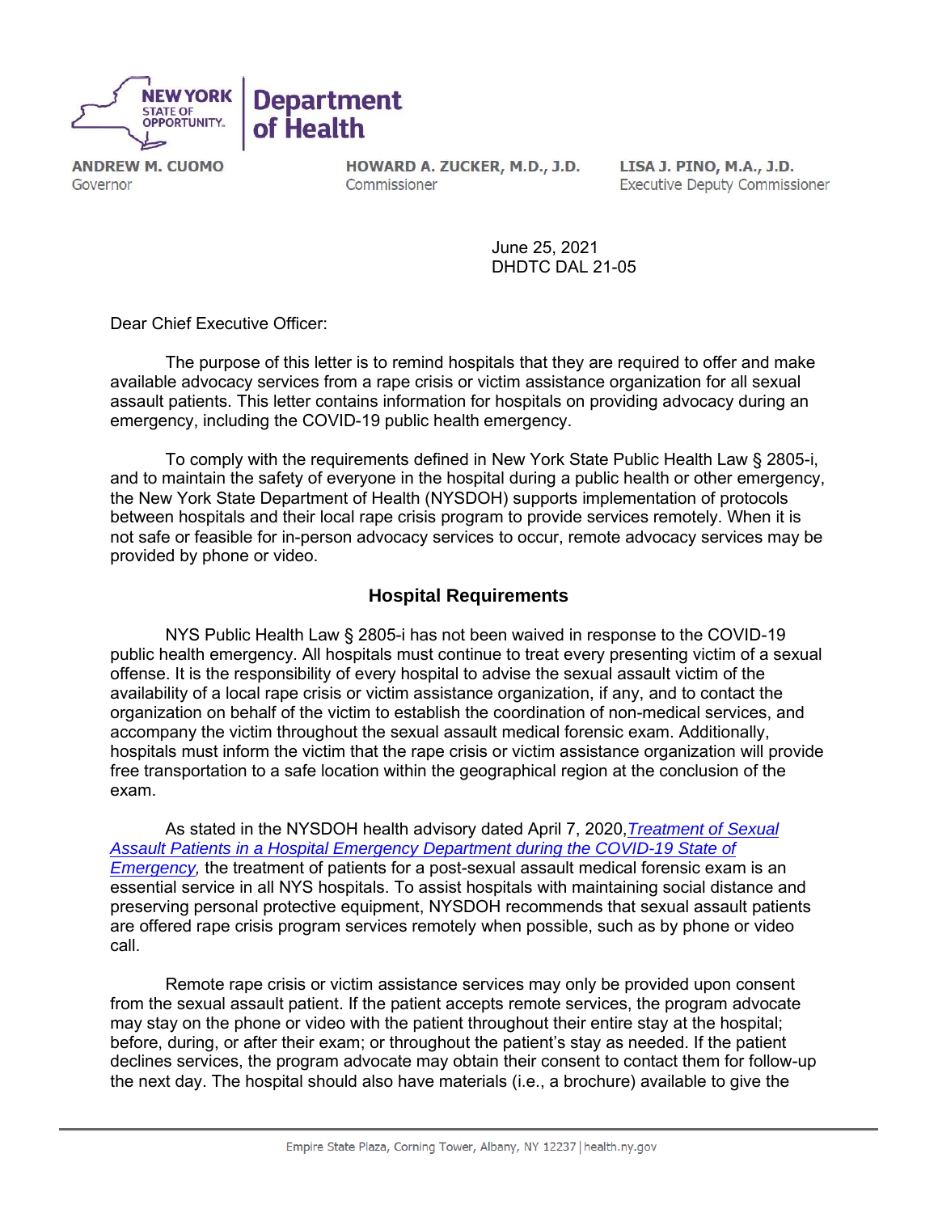**NEW YORK STATE OF OPPORTUNITY** | **Department of Health**

**ANDREW M. CUOMO**
Governor

**HOWARD A. ZUCKER, M.D., J.D.**
Commissioner

**LISA J. PINO, M.A., J.D.**
Executive Deputy Commissioner

June 25, 2021
DHDTC DAL 21-05

Dear Chief Executive Officer:

The purpose of this letter is to remind hospitals that they are required to offer and make available advocacy services from a rape crisis or victim assistance organization for all sexual assault patients. This letter contains information for hospitals on providing advocacy during an emergency, including the COVID-19 public health emergency.

To comply with the requirements defined in New York State Public Health Law § 2805-i, and to maintain the safety of everyone in the hospital during a public health or other emergency, the New York State Department of Health (NYSDOH) supports implementation of protocols between hospitals and their local rape crisis program to provide services remotely. When it is not safe or feasible for in-person advocacy services to occur, remote advocacy services may be provided by phone or video.

## Hospital Requirements

NYS Public Health Law § 2805-i has not been waived in response to the COVID-19 public health emergency. All hospitals must continue to treat every presenting victim of a sexual offense. It is the responsibility of every hospital to advise the sexual assault victim of the availability of a local rape crisis or victim assistance organization, if any, and to contact the organization on behalf of the victim to establish the coordination of non-medical services, and accompany the victim throughout the sexual assault medical forensic exam. Additionally, hospitals must inform the victim that the rape crisis or victim assistance organization will provide free transportation to a safe location within the geographical region at the conclusion of the exam.

As stated in the NYSDOH health advisory dated April 7, 2020, *Treatment of Sexual Assault Patients in a Hospital Emergency Department during the COVID-19 State of Emergency*, the treatment of patients for a post-sexual assault medical forensic exam is an essential service in all NYS hospitals. To assist hospitals with maintaining social distance and preserving personal protective equipment, NYSDOH recommends that sexual assault patients are offered rape crisis program services remotely when possible, such as by phone or video call.

Remote rape crisis or victim assistance services may only be provided upon consent from the sexual assault patient. If the patient accepts remote services, the program advocate may stay on the phone or video with the patient throughout their entire stay at the hospital; before, during, or after their exam; or throughout the patient's stay as needed. If the patient declines services, the program advocate may obtain their consent to contact them for follow-up the next day. The hospital should also have materials (i.e., a brochure) available to give the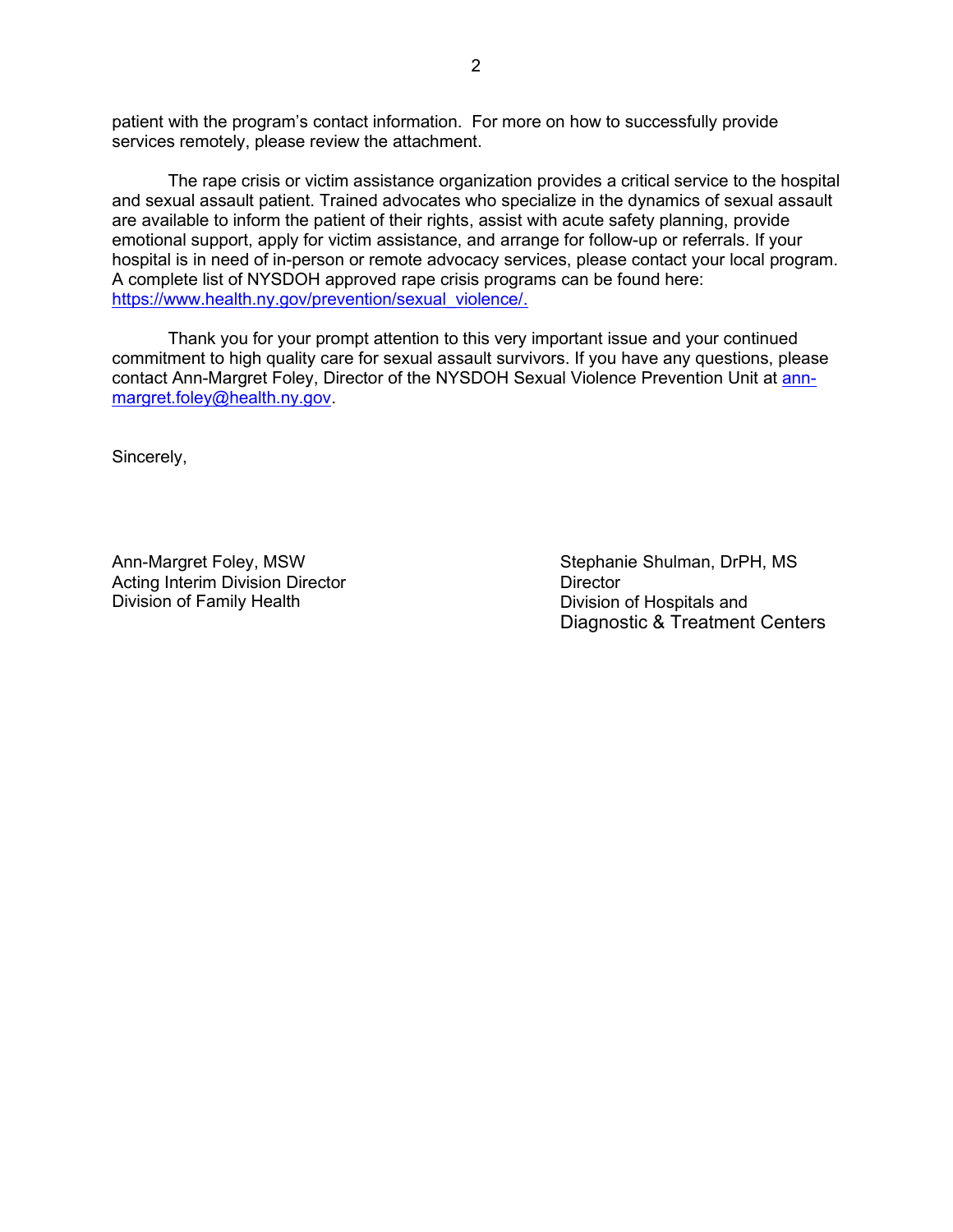patient with the program's contact information. For more on how to successfully provide services remotely, please review the attachment.

The rape crisis or victim assistance organization provides a critical service to the hospital and sexual assault patient. Trained advocates who specialize in the dynamics of sexual assault are available to inform the patient of their rights, assist with acute safety planning, provide emotional support, apply for victim assistance, and arrange for follow-up or referrals. If your hospital is in need of in-person or remote advocacy services, please contact your local program. A complete list of NYSDOH approved rape crisis programs can be found here: https://www.health.ny.gov/prevention/sexual_violence/.

Thank you for your prompt attention to this very important issue and your continued commitment to high quality care for sexual assault survivors. If you have any questions, please contact Ann-Margret Foley, Director of the NYSDOH Sexual Violence Prevention Unit at ann-margret.foley@health.ny.gov.

Sincerely,

Ann-Margret Foley, MSW
Acting Interim Division Director
Division of Family Health

Stephanie Shulman, DrPH, MS
Director
Division of Hospitals and
Diagnostic & Treatment Centers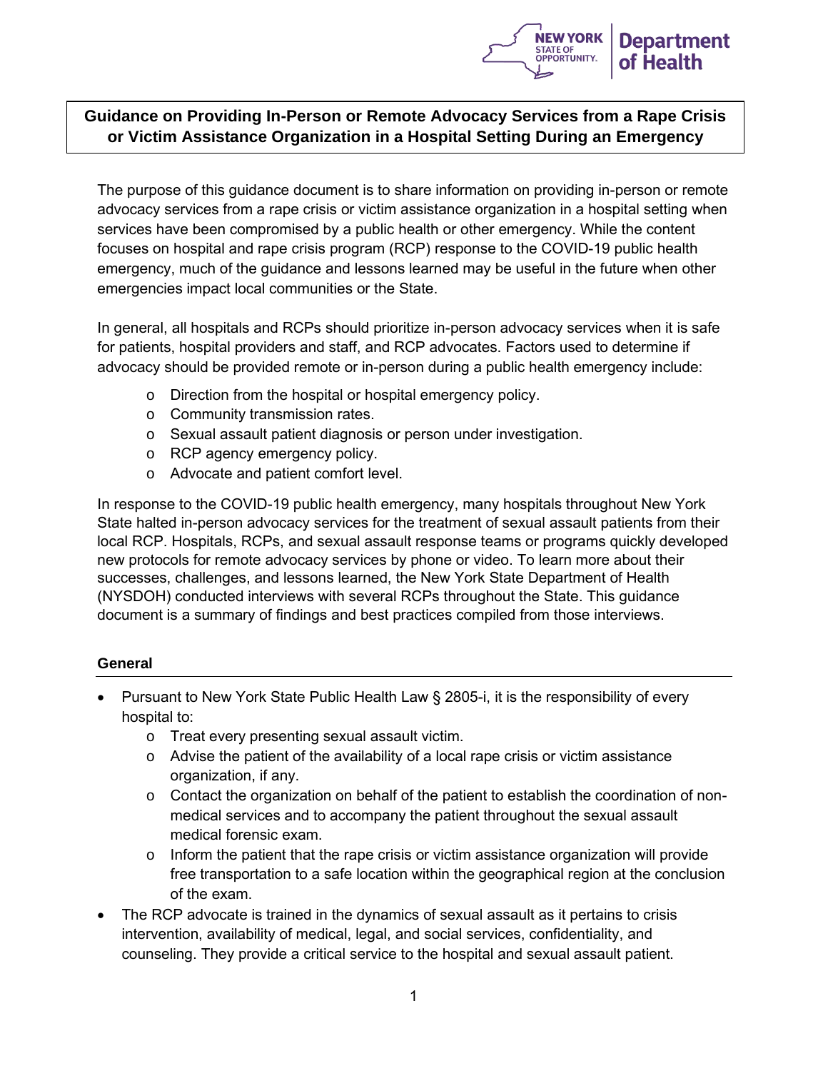# Guidance on Providing In-Person or Remote Advocacy Services from a Rape Crisis or Victim Assistance Organization in a Hospital Setting During an Emergency

The purpose of this guidance document is to share information on providing in-person or remote advocacy services from a rape crisis or victim assistance organization in a hospital setting when services have been compromised by a public health or other emergency. While the content focuses on hospital and rape crisis program (RCP) response to the COVID-19 public health emergency, much of the guidance and lessons learned may be useful in the future when other emergencies impact local communities or the State.

In general, all hospitals and RCPs should prioritize in-person advocacy services when it is safe for patients, hospital providers and staff, and RCP advocates. Factors used to determine if advocacy should be provided remote or in-person during a public health emergency include:

- Direction from the hospital or hospital emergency policy.
- Community transmission rates.
- Sexual assault patient diagnosis or person under investigation.
- RCP agency emergency policy.
- Advocate and patient comfort level.

In response to the COVID-19 public health emergency, many hospitals throughout New York State halted in-person advocacy services for the treatment of sexual assault patients from their local RCP. Hospitals, RCPs, and sexual assault response teams or programs quickly developed new protocols for remote advocacy services by phone or video. To learn more about their successes, challenges, and lessons learned, the New York State Department of Health (NYSDOH) conducted interviews with several RCPs throughout the State. This guidance document is a summary of findings and best practices compiled from those interviews.

## General

- Pursuant to New York State Public Health Law § 2805-i, it is the responsibility of every hospital to:
  - Treat every presenting sexual assault victim.
  - Advise the patient of the availability of a local rape crisis or victim assistance organization, if any.
  - Contact the organization on behalf of the patient to establish the coordination of non-medical services and to accompany the patient throughout the sexual assault medical forensic exam.
  - Inform the patient that the rape crisis or victim assistance organization will provide free transportation to a safe location within the geographical region at the conclusion of the exam.
- The RCP advocate is trained in the dynamics of sexual assault as it pertains to crisis intervention, availability of medical, legal, and social services, confidentiality, and counseling. They provide a critical service to the hospital and sexual assault patient.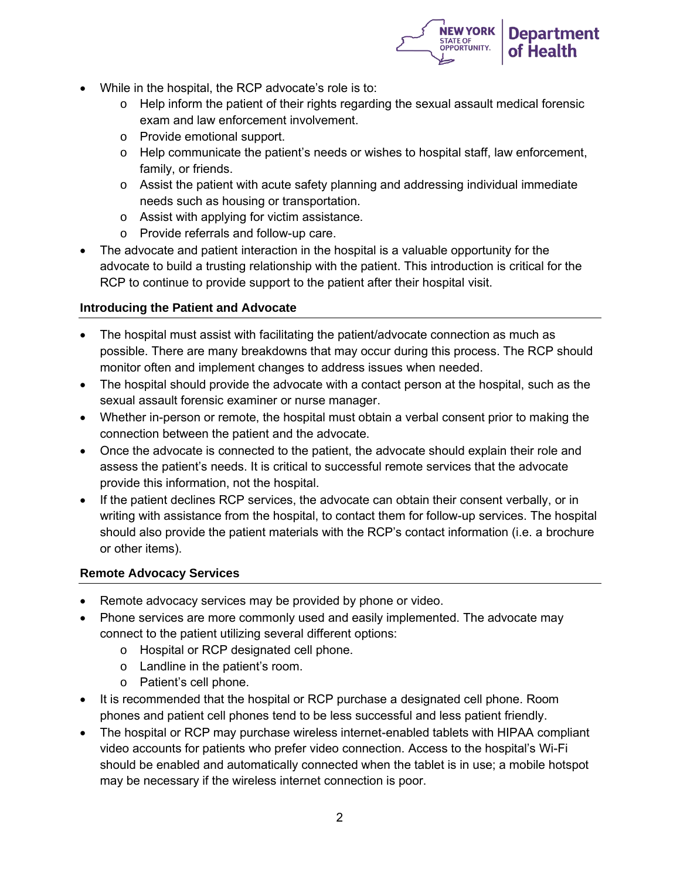- While in the hospital, the RCP advocate's role is to:
  - Help inform the patient of their rights regarding the sexual assault medical forensic exam and law enforcement involvement.
  - Provide emotional support.
  - Help communicate the patient's needs or wishes to hospital staff, law enforcement, family, or friends.
  - Assist the patient with acute safety planning and addressing individual immediate needs such as housing or transportation.
  - Assist with applying for victim assistance.
  - Provide referrals and follow-up care.
- The advocate and patient interaction in the hospital is a valuable opportunity for the advocate to build a trusting relationship with the patient. This introduction is critical for the RCP to continue to provide support to the patient after their hospital visit.

### Introducing the Patient and Advocate

- The hospital must assist with facilitating the patient/advocate connection as much as possible. There are many breakdowns that may occur during this process. The RCP should monitor often and implement changes to address issues when needed.
- The hospital should provide the advocate with a contact person at the hospital, such as the sexual assault forensic examiner or nurse manager.
- Whether in-person or remote, the hospital must obtain a verbal consent prior to making the connection between the patient and the advocate.
- Once the advocate is connected to the patient, the advocate should explain their role and assess the patient's needs. It is critical to successful remote services that the advocate provide this information, not the hospital.
- If the patient declines RCP services, the advocate can obtain their consent verbally, or in writing with assistance from the hospital, to contact them for follow-up services. The hospital should also provide the patient materials with the RCP's contact information (i.e. a brochure or other items).

### Remote Advocacy Services

- Remote advocacy services may be provided by phone or video.
- Phone services are more commonly used and easily implemented. The advocate may connect to the patient utilizing several different options:
  - Hospital or RCP designated cell phone.
  - Landline in the patient's room.
  - Patient's cell phone.
- It is recommended that the hospital or RCP purchase a designated cell phone. Room phones and patient cell phones tend to be less successful and less patient friendly.
- The hospital or RCP may purchase wireless internet-enabled tablets with HIPAA compliant video accounts for patients who prefer video connection. Access to the hospital's Wi-Fi should be enabled and automatically connected when the tablet is in use; a mobile hotspot may be necessary if the wireless internet connection is poor.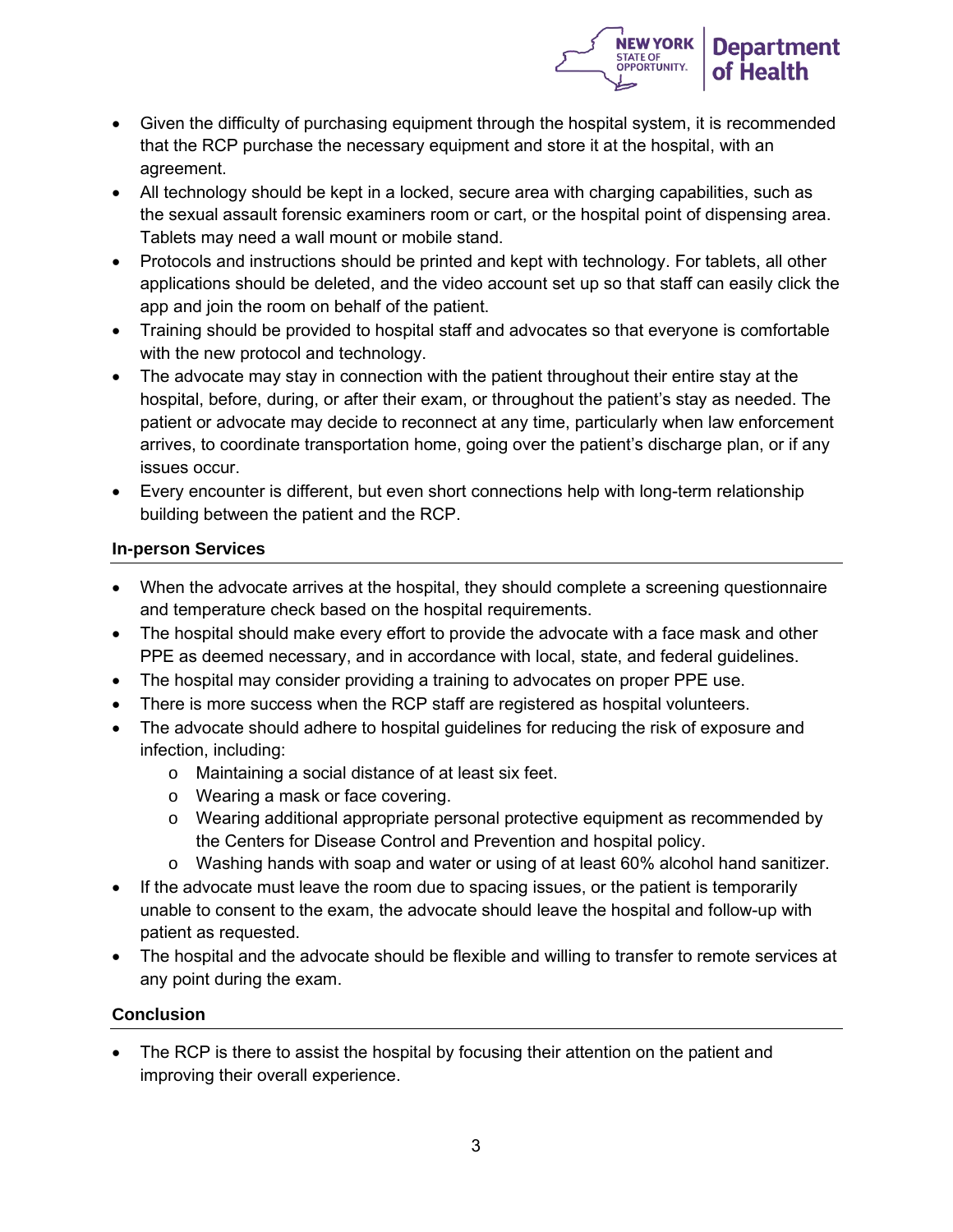- Given the difficulty of purchasing equipment through the hospital system, it is recommended that the RCP purchase the necessary equipment and store it at the hospital, with an agreement.
- All technology should be kept in a locked, secure area with charging capabilities, such as the sexual assault forensic examiners room or cart, or the hospital point of dispensing area. Tablets may need a wall mount or mobile stand.
- Protocols and instructions should be printed and kept with technology. For tablets, all other applications should be deleted, and the video account set up so that staff can easily click the app and join the room on behalf of the patient.
- Training should be provided to hospital staff and advocates so that everyone is comfortable with the new protocol and technology.
- The advocate may stay in connection with the patient throughout their entire stay at the hospital, before, during, or after their exam, or throughout the patient's stay as needed. The patient or advocate may decide to reconnect at any time, particularly when law enforcement arrives, to coordinate transportation home, going over the patient's discharge plan, or if any issues occur.
- Every encounter is different, but even short connections help with long-term relationship building between the patient and the RCP.

### In-person Services

- When the advocate arrives at the hospital, they should complete a screening questionnaire and temperature check based on the hospital requirements.
- The hospital should make every effort to provide the advocate with a face mask and other PPE as deemed necessary, and in accordance with local, state, and federal guidelines.
- The hospital may consider providing a training to advocates on proper PPE use.
- There is more success when the RCP staff are registered as hospital volunteers.
- The advocate should adhere to hospital guidelines for reducing the risk of exposure and infection, including:
  - Maintaining a social distance of at least six feet.
  - Wearing a mask or face covering.
  - Wearing additional appropriate personal protective equipment as recommended by the Centers for Disease Control and Prevention and hospital policy.
  - Washing hands with soap and water or using of at least 60% alcohol hand sanitizer.
- If the advocate must leave the room due to spacing issues, or the patient is temporarily unable to consent to the exam, the advocate should leave the hospital and follow-up with patient as requested.
- The hospital and the advocate should be flexible and willing to transfer to remote services at any point during the exam.

### Conclusion

- The RCP is there to assist the hospital by focusing their attention on the patient and improving their overall experience.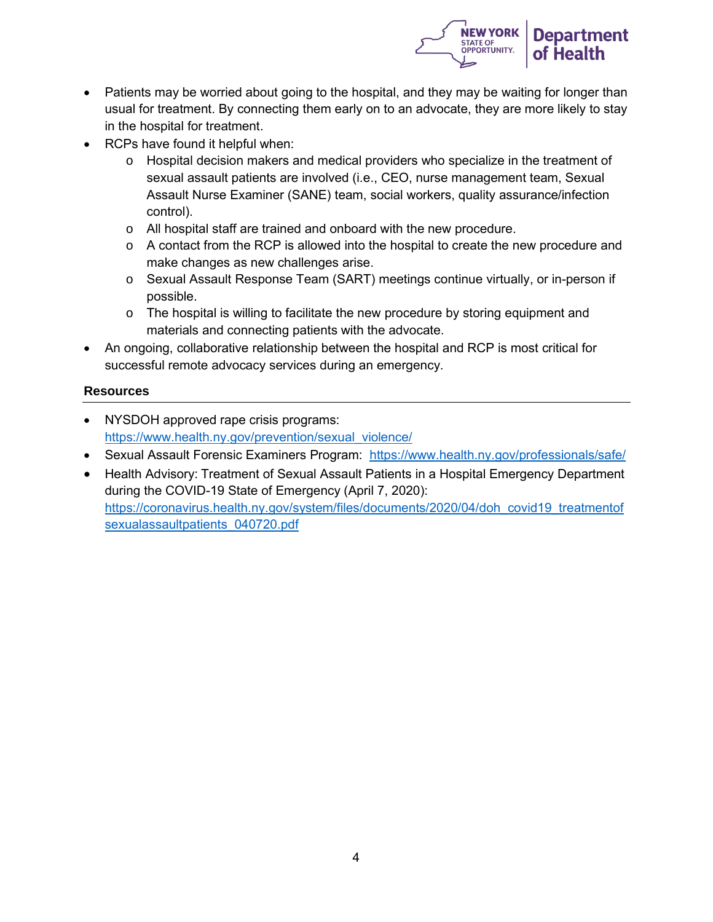- Patients may be worried about going to the hospital, and they may be waiting for longer than usual for treatment. By connecting them early on to an advocate, they are more likely to stay in the hospital for treatment.
- RCPs have found it helpful when:
  - Hospital decision makers and medical providers who specialize in the treatment of sexual assault patients are involved (i.e., CEO, nurse management team, Sexual Assault Nurse Examiner (SANE) team, social workers, quality assurance/infection control).
  - All hospital staff are trained and onboard with the new procedure.
  - A contact from the RCP is allowed into the hospital to create the new procedure and make changes as new challenges arise.
  - Sexual Assault Response Team (SART) meetings continue virtually, or in-person if possible.
  - The hospital is willing to facilitate the new procedure by storing equipment and materials and connecting patients with the advocate.
- An ongoing, collaborative relationship between the hospital and RCP is most critical for successful remote advocacy services during an emergency.

## Resources

- NYSDOH approved rape crisis programs: https://www.health.ny.gov/prevention/sexual_violence/
- Sexual Assault Forensic Examiners Program: https://www.health.ny.gov/professionals/safe/
- Health Advisory: Treatment of Sexual Assault Patients in a Hospital Emergency Department during the COVID-19 State of Emergency (April 7, 2020): https://coronavirus.health.ny.gov/system/files/documents/2020/04/doh_covid19_treatmentofsexualassaultpatients_040720.pdf